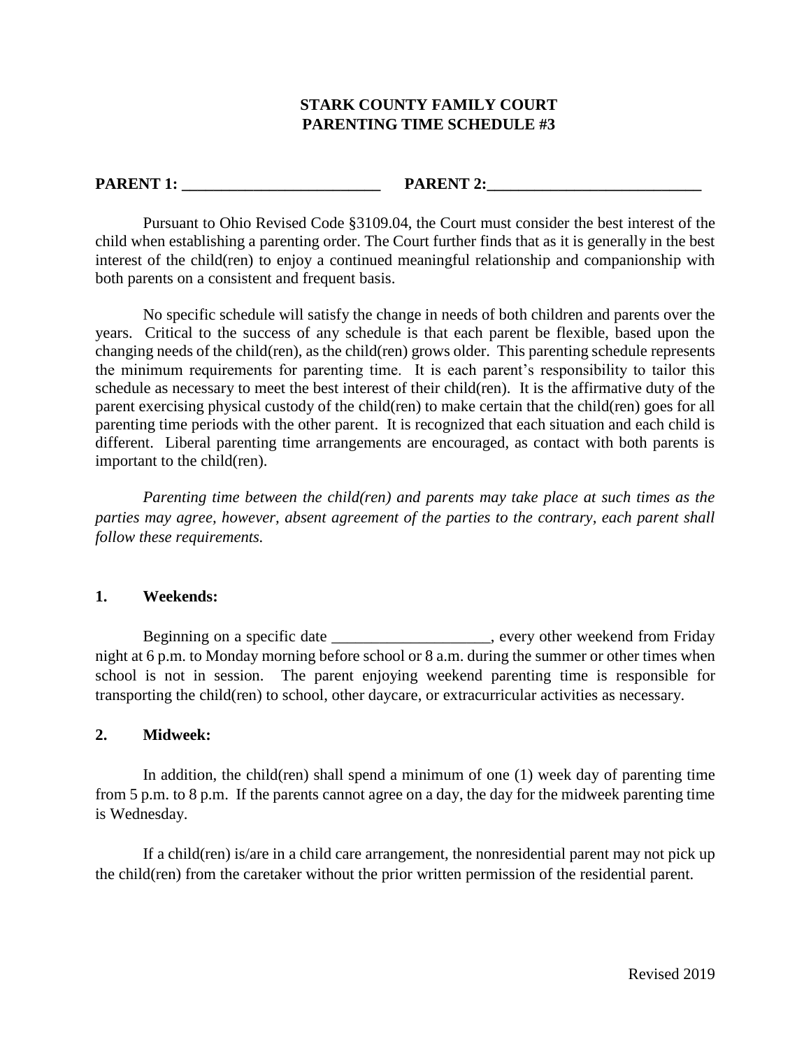# STARK COUNTY FAMILY COURT
# PARENTING TIME SCHEDULE #3

**PARENT 1: _________________________ PARENT 2:___________________________**

Pursuant to Ohio Revised Code §3109.04, the Court must consider the best interest of the child when establishing a parenting order. The Court further finds that as it is generally in the best interest of the child(ren) to enjoy a continued meaningful relationship and companionship with both parents on a consistent and frequent basis.

No specific schedule will satisfy the change in needs of both children and parents over the years. Critical to the success of any schedule is that each parent be flexible, based upon the changing needs of the child(ren), as the child(ren) grows older. This parenting schedule represents the minimum requirements for parenting time. It is each parent's responsibility to tailor this schedule as necessary to meet the best interest of their child(ren). It is the affirmative duty of the parent exercising physical custody of the child(ren) to make certain that the child(ren) goes for all parenting time periods with the other parent. It is recognized that each situation and each child is different. Liberal parenting time arrangements are encouraged, as contact with both parents is important to the child(ren).

*Parenting time between the child(ren) and parents may take place at such times as the parties may agree, however, absent agreement of the parties to the contrary, each parent shall follow these requirements.*

## 1. Weekends:

Beginning on a specific date ____________________, every other weekend from Friday night at 6 p.m. to Monday morning before school or 8 a.m. during the summer or other times when school is not in session. The parent enjoying weekend parenting time is responsible for transporting the child(ren) to school, other daycare, or extracurricular activities as necessary.

## 2. Midweek:

In addition, the child(ren) shall spend a minimum of one (1) week day of parenting time from 5 p.m. to 8 p.m. If the parents cannot agree on a day, the day for the midweek parenting time is Wednesday.

If a child(ren) is/are in a child care arrangement, the nonresidential parent may not pick up the child(ren) from the caretaker without the prior written permission of the residential parent.

Revised 2019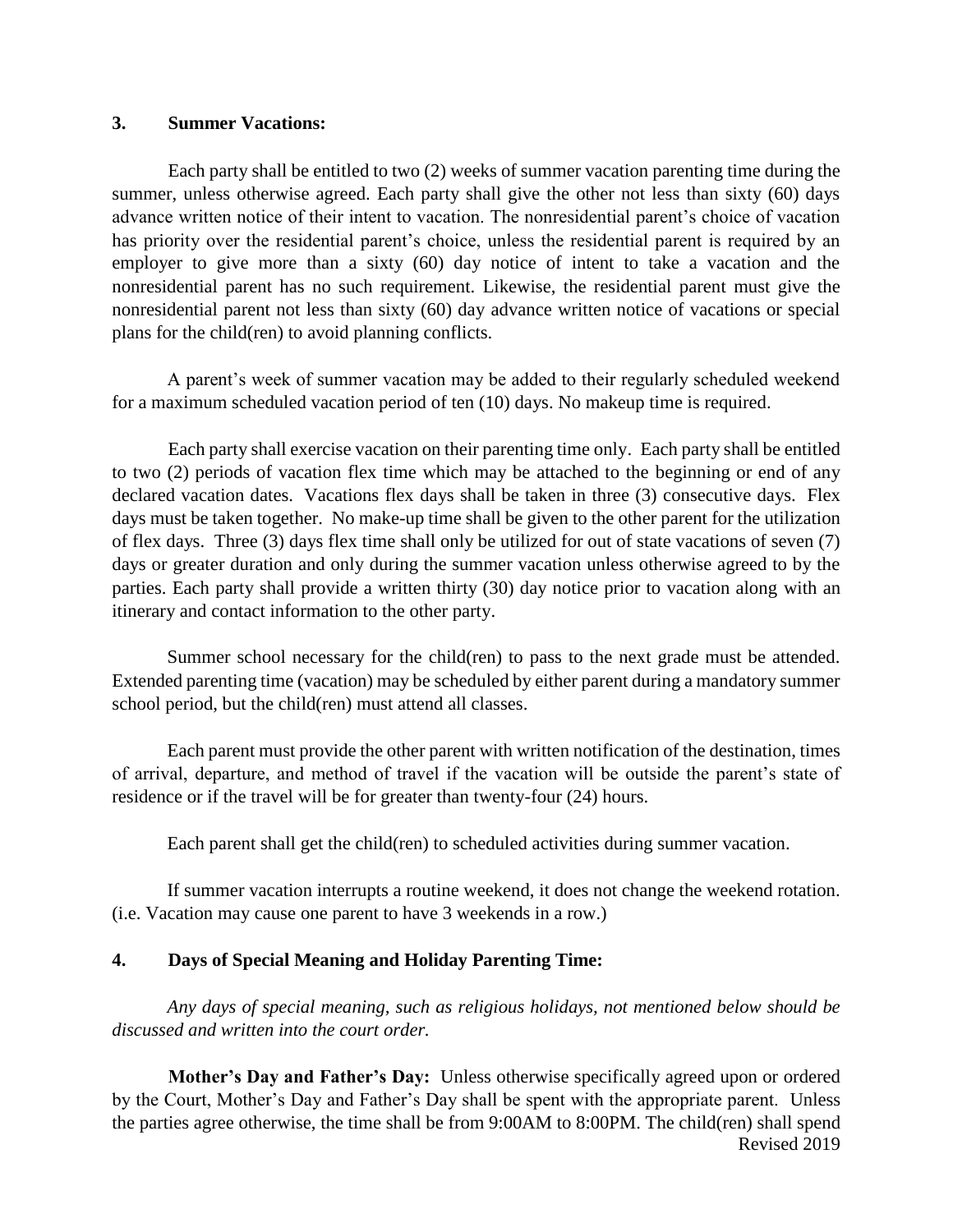## 3. Summer Vacations:

Each party shall be entitled to two (2) weeks of summer vacation parenting time during the summer, unless otherwise agreed. Each party shall give the other not less than sixty (60) days advance written notice of their intent to vacation. The nonresidential parent's choice of vacation has priority over the residential parent's choice, unless the residential parent is required by an employer to give more than a sixty (60) day notice of intent to take a vacation and the nonresidential parent has no such requirement. Likewise, the residential parent must give the nonresidential parent not less than sixty (60) day advance written notice of vacations or special plans for the child(ren) to avoid planning conflicts.

A parent's week of summer vacation may be added to their regularly scheduled weekend for a maximum scheduled vacation period of ten (10) days. No makeup time is required.

Each party shall exercise vacation on their parenting time only. Each party shall be entitled to two (2) periods of vacation flex time which may be attached to the beginning or end of any declared vacation dates. Vacations flex days shall be taken in three (3) consecutive days. Flex days must be taken together. No make-up time shall be given to the other parent for the utilization of flex days. Three (3) days flex time shall only be utilized for out of state vacations of seven (7) days or greater duration and only during the summer vacation unless otherwise agreed to by the parties. Each party shall provide a written thirty (30) day notice prior to vacation along with an itinerary and contact information to the other party.

Summer school necessary for the child(ren) to pass to the next grade must be attended. Extended parenting time (vacation) may be scheduled by either parent during a mandatory summer school period, but the child(ren) must attend all classes.

Each parent must provide the other parent with written notification of the destination, times of arrival, departure, and method of travel if the vacation will be outside the parent's state of residence or if the travel will be for greater than twenty-four (24) hours.

Each parent shall get the child(ren) to scheduled activities during summer vacation.

If summer vacation interrupts a routine weekend, it does not change the weekend rotation. (i.e. Vacation may cause one parent to have 3 weekends in a row.)

## 4. Days of Special Meaning and Holiday Parenting Time:

*Any days of special meaning, such as religious holidays, not mentioned below should be discussed and written into the court order.*

**Mother's Day and Father's Day:** Unless otherwise specifically agreed upon or ordered by the Court, Mother's Day and Father's Day shall be spent with the appropriate parent. Unless the parties agree otherwise, the time shall be from 9:00AM to 8:00PM. The child(ren) shall spend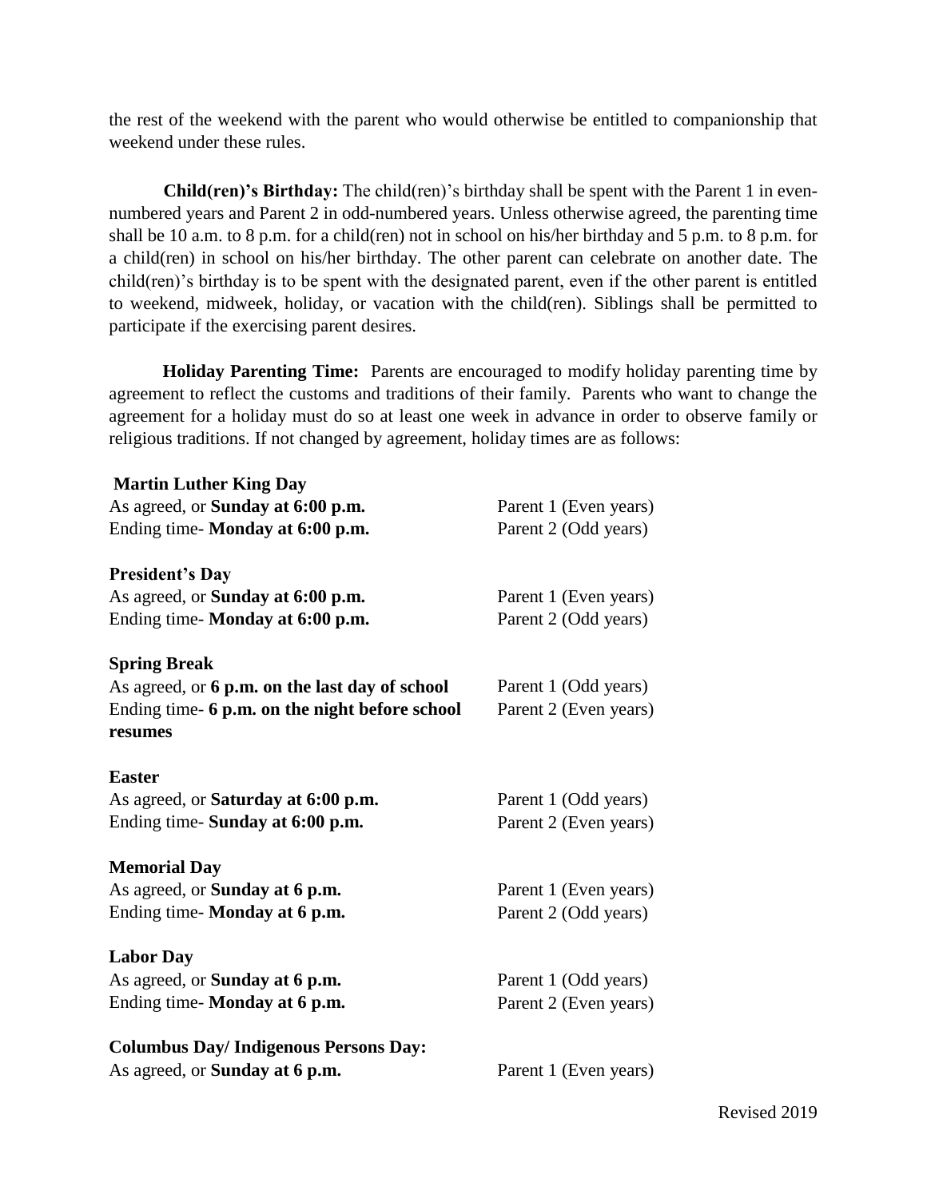the rest of the weekend with the parent who would otherwise be entitled to companionship that weekend under these rules.

**Child(ren)'s Birthday:** The child(ren)'s birthday shall be spent with the Parent 1 in even-numbered years and Parent 2 in odd-numbered years. Unless otherwise agreed, the parenting time shall be 10 a.m. to 8 p.m. for a child(ren) not in school on his/her birthday and 5 p.m. to 8 p.m. for a child(ren) in school on his/her birthday. The other parent can celebrate on another date. The child(ren)'s birthday is to be spent with the designated parent, even if the other parent is entitled to weekend, midweek, holiday, or vacation with the child(ren). Siblings shall be permitted to participate if the exercising parent desires.

**Holiday Parenting Time:** Parents are encouraged to modify holiday parenting time by agreement to reflect the customs and traditions of their family. Parents who want to change the agreement for a holiday must do so at least one week in advance in order to observe family or religious traditions. If not changed by agreement, holiday times are as follows:

**Martin Luther King Day**
As agreed, or **Sunday at 6:00 p.m.** — Parent 1 (Even years)
Ending time- **Monday at 6:00 p.m.** — Parent 2 (Odd years)

**President's Day**
As agreed, or **Sunday at 6:00 p.m.** — Parent 1 (Even years)
Ending time- **Monday at 6:00 p.m.** — Parent 2 (Odd years)

**Spring Break**
As agreed, or **6 p.m. on the last day of school** — Parent 1 (Odd years)
Ending time- **6 p.m. on the night before school resumes** — Parent 2 (Even years)

**Easter**
As agreed, or **Saturday at 6:00 p.m.** — Parent 1 (Odd years)
Ending time- **Sunday at 6:00 p.m.** — Parent 2 (Even years)

**Memorial Day**
As agreed, or **Sunday at 6 p.m.** — Parent 1 (Even years)
Ending time- **Monday at 6 p.m.** — Parent 2 (Odd years)

**Labor Day**
As agreed, or **Sunday at 6 p.m.** — Parent 1 (Odd years)
Ending time- **Monday at 6 p.m.** — Parent 2 (Even years)

**Columbus Day/ Indigenous Persons Day:**
As agreed, or **Sunday at 6 p.m.** — Parent 1 (Even years)

Revised 2019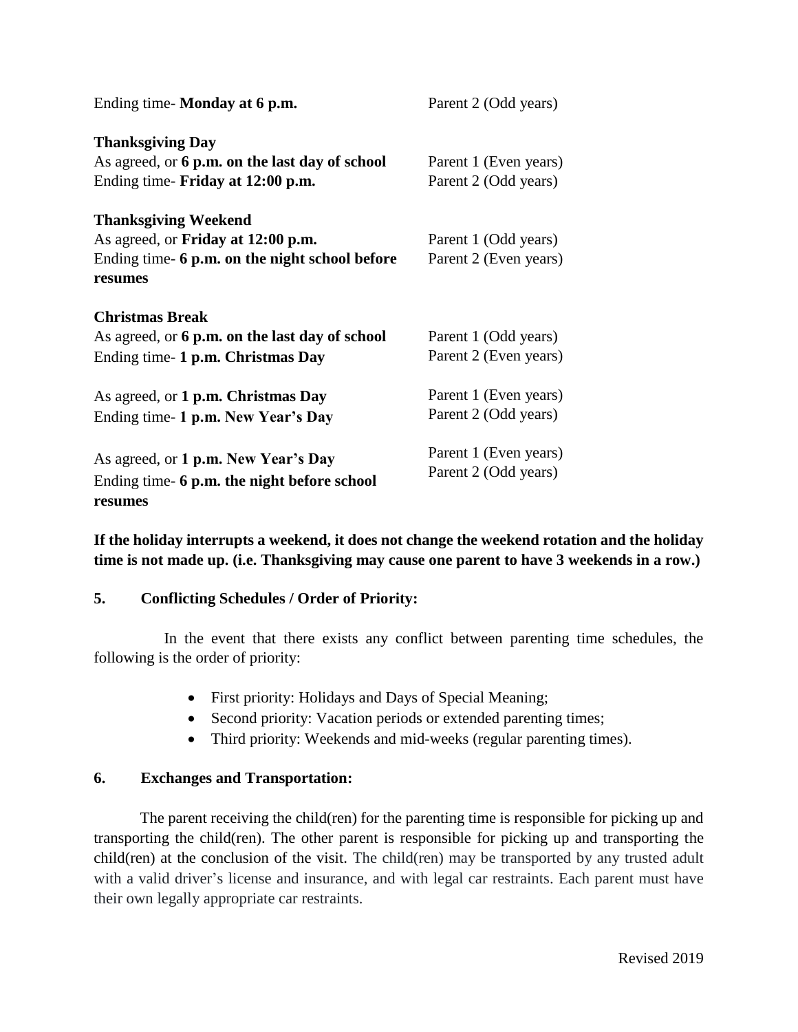Ending time- **Monday at 6 p.m.** Parent 2 (Odd years)

**Thanksgiving Day**
As agreed, or **6 p.m. on the last day of school** Parent 1 (Even years)
Ending time- **Friday at 12:00 p.m.** Parent 2 (Odd years)

**Thanksgiving Weekend**
As agreed, or **Friday at 12:00 p.m.** Parent 1 (Odd years)
Ending time- **6 p.m. on the night school before resumes** Parent 2 (Even years)

**Christmas Break**
As agreed, or **6 p.m. on the last day of school** Parent 1 (Odd years)
Ending time- **1 p.m. Christmas Day** Parent 2 (Even years)

As agreed, or **1 p.m. Christmas Day** Parent 1 (Even years)
Ending time- **1 p.m. New Year's Day** Parent 2 (Odd years)

As agreed, or **1 p.m. New Year's Day** Parent 1 (Even years)
Ending time- **6 p.m. the night before school resumes** Parent 2 (Odd years)

**If the holiday interrupts a weekend, it does not change the weekend rotation and the holiday time is not made up. (i.e. Thanksgiving may cause one parent to have 3 weekends in a row.)**

**5. Conflicting Schedules / Order of Priority:**

In the event that there exists any conflict between parenting time schedules, the following is the order of priority:

- First priority: Holidays and Days of Special Meaning;
- Second priority: Vacation periods or extended parenting times;
- Third priority: Weekends and mid-weeks (regular parenting times).

**6. Exchanges and Transportation:**

The parent receiving the child(ren) for the parenting time is responsible for picking up and transporting the child(ren). The other parent is responsible for picking up and transporting the child(ren) at the conclusion of the visit. The child(ren) may be transported by any trusted adult with a valid driver's license and insurance, and with legal car restraints. Each parent must have their own legally appropriate car restraints.

Revised 2019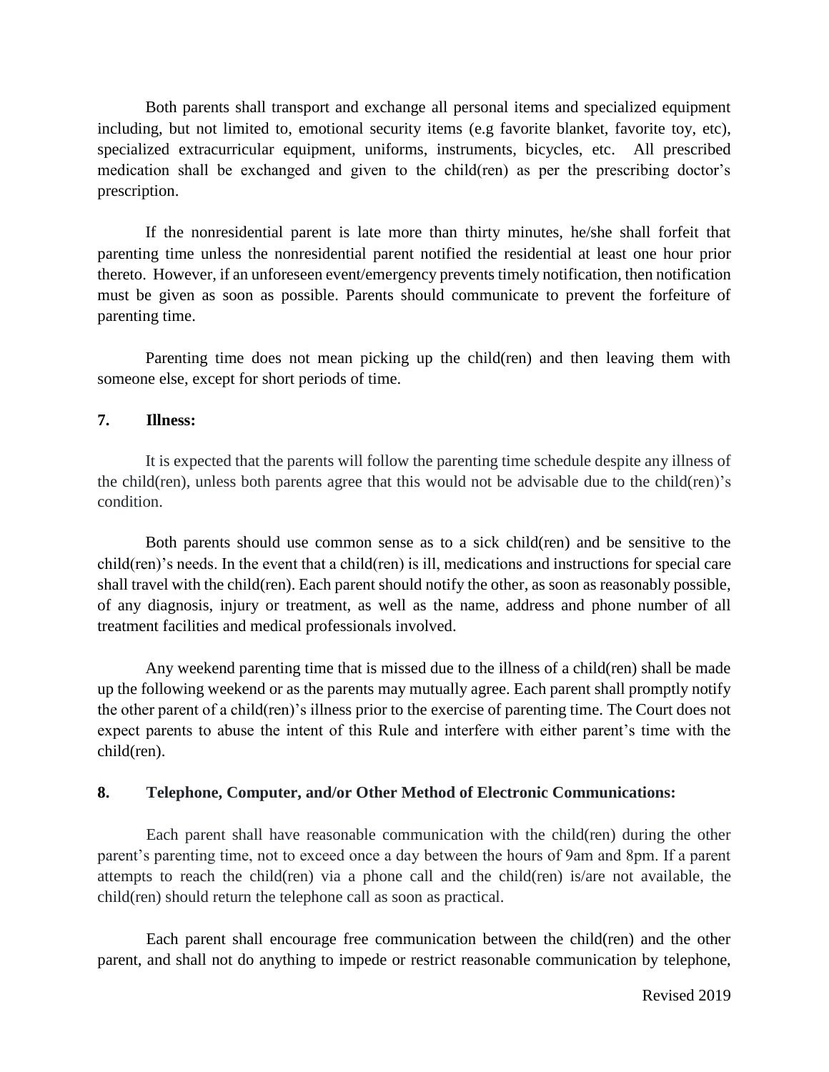Both parents shall transport and exchange all personal items and specialized equipment including, but not limited to, emotional security items (e.g favorite blanket, favorite toy, etc), specialized extracurricular equipment, uniforms, instruments, bicycles, etc. All prescribed medication shall be exchanged and given to the child(ren) as per the prescribing doctor's prescription.

If the nonresidential parent is late more than thirty minutes, he/she shall forfeit that parenting time unless the nonresidential parent notified the residential at least one hour prior thereto. However, if an unforeseen event/emergency prevents timely notification, then notification must be given as soon as possible. Parents should communicate to prevent the forfeiture of parenting time.

Parenting time does not mean picking up the child(ren) and then leaving them with someone else, except for short periods of time.

**7. Illness:**

It is expected that the parents will follow the parenting time schedule despite any illness of the child(ren), unless both parents agree that this would not be advisable due to the child(ren)'s condition.

Both parents should use common sense as to a sick child(ren) and be sensitive to the child(ren)'s needs. In the event that a child(ren) is ill, medications and instructions for special care shall travel with the child(ren). Each parent should notify the other, as soon as reasonably possible, of any diagnosis, injury or treatment, as well as the name, address and phone number of all treatment facilities and medical professionals involved.

Any weekend parenting time that is missed due to the illness of a child(ren) shall be made up the following weekend or as the parents may mutually agree. Each parent shall promptly notify the other parent of a child(ren)'s illness prior to the exercise of parenting time. The Court does not expect parents to abuse the intent of this Rule and interfere with either parent's time with the child(ren).

**8. Telephone, Computer, and/or Other Method of Electronic Communications:**

Each parent shall have reasonable communication with the child(ren) during the other parent's parenting time, not to exceed once a day between the hours of 9am and 8pm. If a parent attempts to reach the child(ren) via a phone call and the child(ren) is/are not available, the child(ren) should return the telephone call as soon as practical.

Each parent shall encourage free communication between the child(ren) and the other parent, and shall not do anything to impede or restrict reasonable communication by telephone,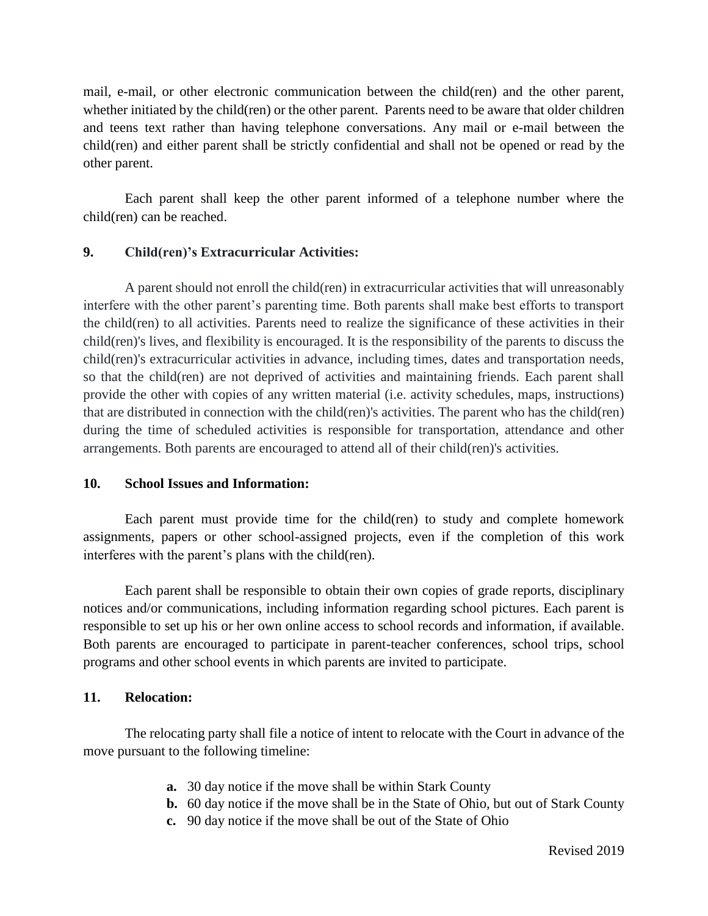mail, e-mail, or other electronic communication between the child(ren) and the other parent, whether initiated by the child(ren) or the other parent. Parents need to be aware that older children and teens text rather than having telephone conversations. Any mail or e-mail between the child(ren) and either parent shall be strictly confidential and shall not be opened or read by the other parent.

Each parent shall keep the other parent informed of a telephone number where the child(ren) can be reached.

**9. Child(ren)'s Extracurricular Activities:**

A parent should not enroll the child(ren) in extracurricular activities that will unreasonably interfere with the other parent's parenting time. Both parents shall make best efforts to transport the child(ren) to all activities. Parents need to realize the significance of these activities in their child(ren)'s lives, and flexibility is encouraged. It is the responsibility of the parents to discuss the child(ren)'s extracurricular activities in advance, including times, dates and transportation needs, so that the child(ren) are not deprived of activities and maintaining friends. Each parent shall provide the other with copies of any written material (i.e. activity schedules, maps, instructions) that are distributed in connection with the child(ren)'s activities. The parent who has the child(ren) during the time of scheduled activities is responsible for transportation, attendance and other arrangements. Both parents are encouraged to attend all of their child(ren)'s activities.

**10. School Issues and Information:**

Each parent must provide time for the child(ren) to study and complete homework assignments, papers or other school-assigned projects, even if the completion of this work interferes with the parent's plans with the child(ren).

Each parent shall be responsible to obtain their own copies of grade reports, disciplinary notices and/or communications, including information regarding school pictures. Each parent is responsible to set up his or her own online access to school records and information, if available. Both parents are encouraged to participate in parent-teacher conferences, school trips, school programs and other school events in which parents are invited to participate.

**11. Relocation:**

The relocating party shall file a notice of intent to relocate with the Court in advance of the move pursuant to the following timeline:

- **a.** 30 day notice if the move shall be within Stark County
- **b.** 60 day notice if the move shall be in the State of Ohio, but out of Stark County
- **c.** 90 day notice if the move shall be out of the State of Ohio

Revised 2019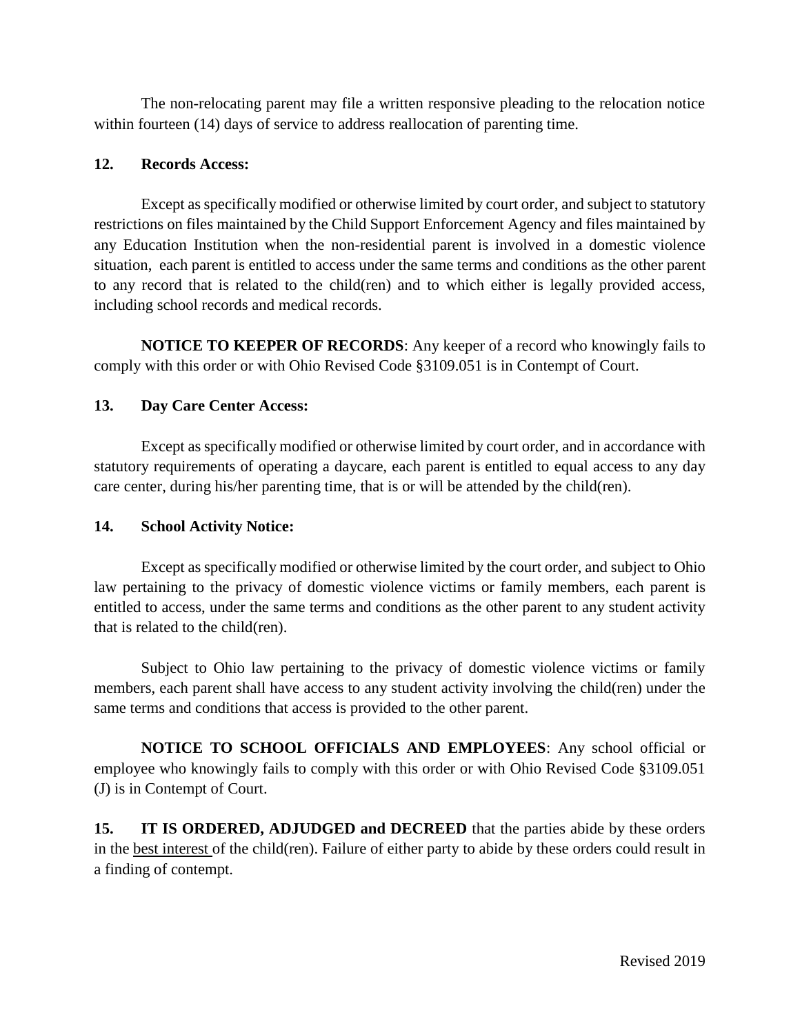The non-relocating parent may file a written responsive pleading to the relocation notice within fourteen (14) days of service to address reallocation of parenting time.

**12. Records Access:**

Except as specifically modified or otherwise limited by court order, and subject to statutory restrictions on files maintained by the Child Support Enforcement Agency and files maintained by any Education Institution when the non-residential parent is involved in a domestic violence situation, each parent is entitled to access under the same terms and conditions as the other parent to any record that is related to the child(ren) and to which either is legally provided access, including school records and medical records.

**NOTICE TO KEEPER OF RECORDS**: Any keeper of a record who knowingly fails to comply with this order or with Ohio Revised Code §3109.051 is in Contempt of Court.

**13. Day Care Center Access:**

Except as specifically modified or otherwise limited by court order, and in accordance with statutory requirements of operating a daycare, each parent is entitled to equal access to any day care center, during his/her parenting time, that is or will be attended by the child(ren).

**14. School Activity Notice:**

Except as specifically modified or otherwise limited by the court order, and subject to Ohio law pertaining to the privacy of domestic violence victims or family members, each parent is entitled to access, under the same terms and conditions as the other parent to any student activity that is related to the child(ren).

Subject to Ohio law pertaining to the privacy of domestic violence victims or family members, each parent shall have access to any student activity involving the child(ren) under the same terms and conditions that access is provided to the other parent.

**NOTICE TO SCHOOL OFFICIALS AND EMPLOYEES**: Any school official or employee who knowingly fails to comply with this order or with Ohio Revised Code §3109.051 (J) is in Contempt of Court.

**15. IT IS ORDERED, ADJUDGED and DECREED** that the parties abide by these orders in the best interest of the child(ren). Failure of either party to abide by these orders could result in a finding of contempt.

Revised 2019